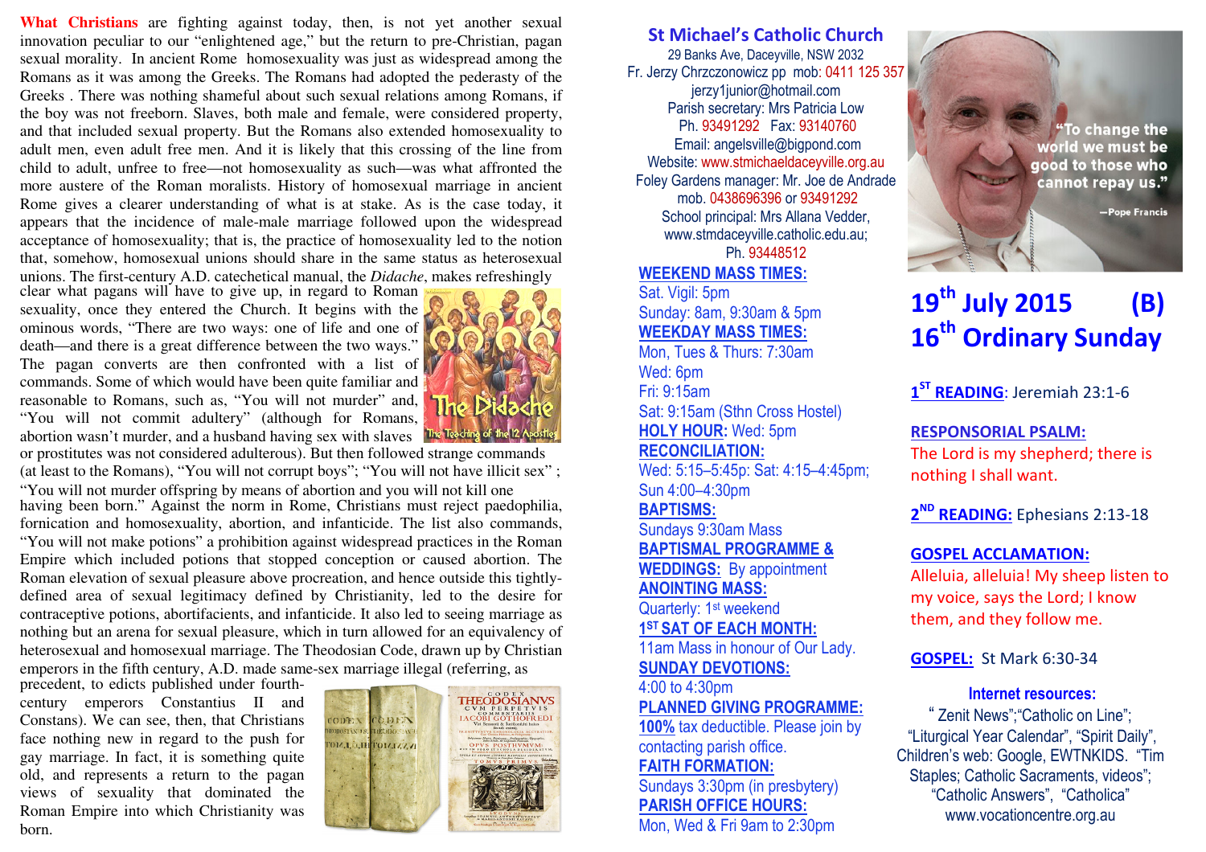**What Christians** are fighting against today, then, is not yet another sexual innovation peculiar to our "enlightened age," but the return to pre-Christian, pagan sexual morality. In ancient Rome homosexuality was just as widespread among the Romans as it was among the Greeks. The Romans had adopted the pederasty of the Greeks . There was nothing shameful about such sexual relations among Romans, if the boy was not freeborn. Slaves, both male and female, were considered property, and that included sexual property. But the Romans also extended homosexuality to adult men, even adult free men. And it is likely that this crossing of the line from child to adult, unfree to free—not homosexuality as such—was what affronted the more austere of the Roman moralists. History of homosexual marriage in ancient Rome gives a clearer understanding of what is at stake. As is the case today, it appears that the incidence of male-male marriage followed upon the widespread acceptance of homosexuality; that is, the practice of homosexuality led to the notion that, somehow, homosexual unions should share in the same status as heterosexual unions. The first-century A.D. catechetical manual, the *Didache*, makes refreshingly clear what pagans will have to give up, in regard to Roman sexuality, once they entered the Church. It begins with the ominous words, "There are two ways: one of life and one of death—and there is a great difference between the two ways." The pagan converts are then confronted with a list of commands. Some of which would have been quite familiar and reasonable to Romans, such as, "You will not murder" and, "You will not commit adultery" (although for Romans, abortion wasn't murder, and a husband having sex with slaves or prostitutes was not considered adulterous). But then followed strange commands (at least to the Romans), "You will not corrupt boys"; "You will not have illicit sex" ; "You will not murder offspring by means of abortion and you will not kill one having been born." Against the norm in Rome, Christians must reject paedophilia, fornication and homosexuality, abortion, and infanticide. The list also commands, "You will not make potions" a prohibition against widespread practices in the Roman Empire which included potions that stopped conception or caused abortion. The Roman elevation of sexual pleasure above procreation, and hence outside this tightly-defined area of sexual legitimacy defined by Christianity, led to the desire for contraceptive potions, abortifacients, and infanticide. It also led to seeing marriage as nothing but an arena for sexual pleasure, which in turn allowed for an equivalency of heterosexual and homosexual marriage. The Theodosian Code, drawn up by Christian emperors in the fifth century, A.D. made same-sex marriage illegal (referring, as precedent, to edicts published under fourth-century emperors Constantius II and Constans). We can see, then, that Christians face nothing new in regard to the push for gay marriage. In fact, it is something quite old, and represents a return to the pagan views of sexuality that dominated the Roman Empire into which Christianity was born.

## St Michael's Catholic Church

29 Banks Ave, Daceyville, NSW 2032
Fr. Jerzy Chrzczonowicz pp mob: 0411 125 357
jerzy1junior@hotmail.com
Parish secretary: Mrs Patricia Low
Ph. 93491292 Fax: 93140760
Email: angelsville@bigpond.com
Website: www.stmichaeldaceyville.org.au
Foley Gardens manager: Mr. Joe de Andrade
mob. 0438696396 or 93491292
School principal: Mrs Allana Vedder,
www.stmdaceyville.catholic.edu.au;
Ph. 93448512

**WEEKEND MASS TIMES:**
Sat. Vigil: 5pm
Sunday: 8am, 9:30am & 5pm

**WEEKDAY MASS TIMES:**
Mon, Tues & Thurs: 7:30am
Wed: 6pm
Fri: 9:15am
Sat: 9:15am (Sthn Cross Hostel)

**HOLY HOUR:** Wed: 5pm

**RECONCILIATION:**
Wed: 5:15–5:45p: Sat: 4:15–4:45pm;
Sun 4:00–4:30pm

**BAPTISMS:**
Sundays 9:30am Mass

**BAPTISMAL PROGRAMME & WEDDINGS:** By appointment

**ANOINTING MASS:**
Quarterly: 1st weekend

**1ST SAT OF EACH MONTH:**
11am Mass in honour of Our Lady.

**SUNDAY DEVOTIONS:**
4:00 to 4:30pm

**PLANNED GIVING PROGRAMME:**
**100%** tax deductible. Please join by contacting parish office.

**FAITH FORMATION:**
Sundays 3:30pm (in presbytery)

**PARISH OFFICE HOURS:**
Mon, Wed & Fri 9am to 2:30pm

# 19th July 2015 (B)
# 16th Ordinary Sunday

**1ST READING**: Jeremiah 23:1-6

**RESPONSORIAL PSALM:**
The Lord is my shepherd; there is nothing I shall want.

**2ND READING:** Ephesians 2:13-18

**GOSPEL ACCLAMATION:**
Alleluia, alleluia! My sheep listen to my voice, says the Lord; I know them, and they follow me.

**GOSPEL:** St Mark 6:30-34

**Internet resources:**
" Zenit News";"Catholic on Line";
"Liturgical Year Calendar", "Spirit Daily",
Children's web: Google, EWTNKIDS. "Tim Staples; Catholic Sacraments, videos";
"Catholic Answers", "Catholica"
www.vocationcentre.org.au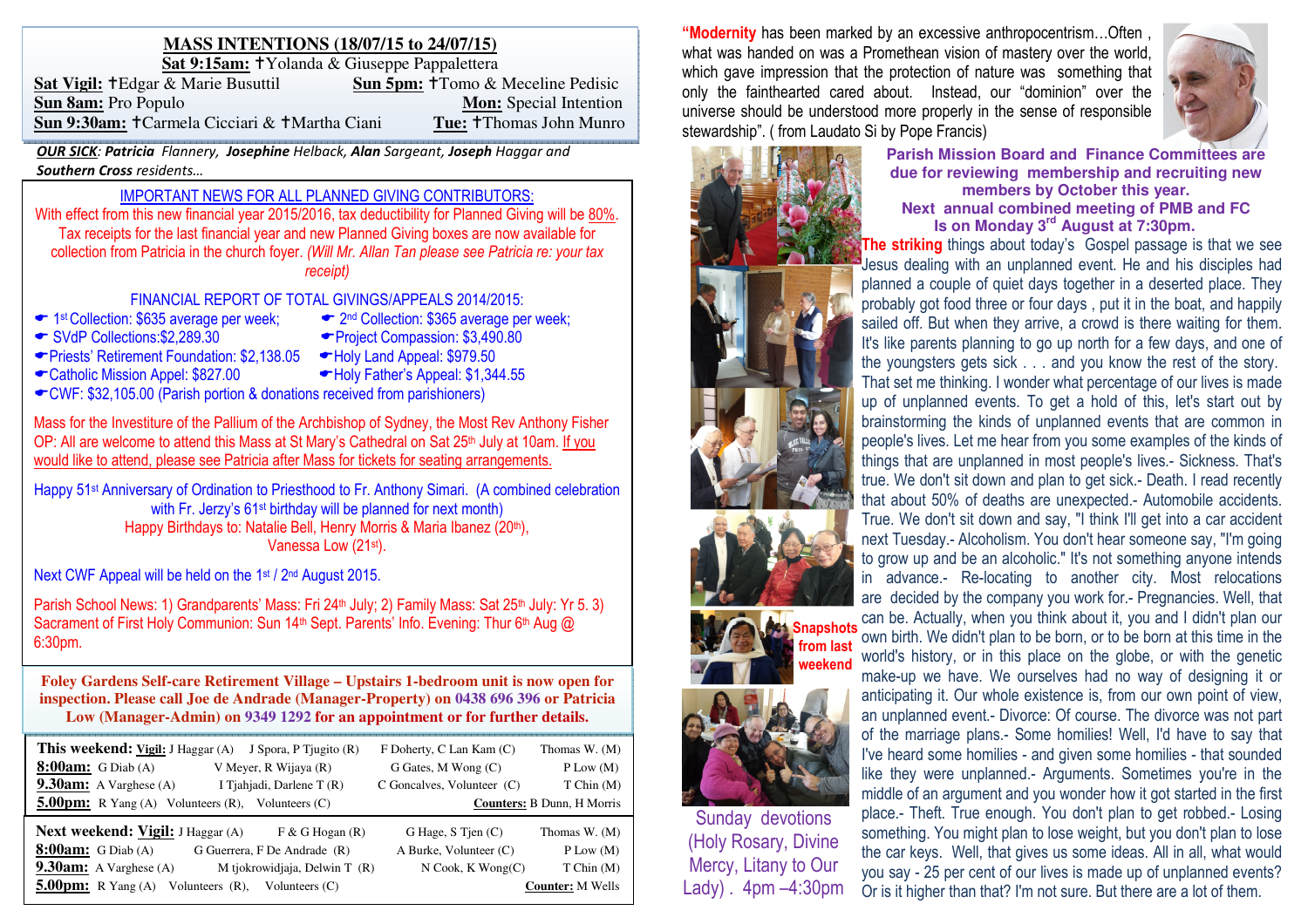## MASS INTENTIONS (18/07/15 to 24/07/15)

**Sat 9:15am:** †Yolanda & Giuseppe Pappalettera

**Sat Vigil:** †Edgar & Marie Busuttil — **Sun 5pm:** †Tomo & Meceline Pedisic

**Sun 8am:** Pro Populo — **Mon:** Special Intention

**Sun 9:30am:** †Carmela Cicciari & †Martha Ciani — **Tue:** †Thomas John Munro

***OUR SICK**: **Patricia** Flannery, **Josephine** Helback, **Alan** Sargeant, **Joseph** Haggar and **Southern Cross** residents…*

### IMPORTANT NEWS FOR ALL PLANNED GIVING CONTRIBUTORS:

With effect from this new financial year 2015/2016, tax deductibility for Planned Giving will be 80%. Tax receipts for the last financial year and new Planned Giving boxes are now available for collection from Patricia in the church foyer. *(Will Mr. Allan Tan please see Patricia re: your tax receipt)*

### FINANCIAL REPORT OF TOTAL GIVINGS/APPEALS 2014/2015:

- 1st Collection: $635 average per week;
- 2nd Collection: $365 average per week;
- SVdP Collections:$2,289.30
- Project Compassion: $3,490.80
- Priests' Retirement Foundation: $2,138.05
- Holy Land Appeal: $979.50
- Catholic Mission Appeal: $827.00
- Holy Father's Appeal: $1,344.55
- CWF: $32,105.00 (Parish portion & donations received from parishioners)

Mass for the Investiture of the Pallium of the Archbishop of Sydney, the Most Rev Anthony Fisher OP: All are welcome to attend this Mass at St Mary's Cathedral on Sat 25th July at 10am. If you would like to attend, please see Patricia after Mass for tickets for seating arrangements.

Happy 51st Anniversary of Ordination to Priesthood to Fr. Anthony Simari. (A combined celebration with Fr. Jerzy's 61st birthday will be planned for next month)

Happy Birthdays to: Natalie Bell, Henry Morris & Maria Ibanez (20th), Vanessa Low (21st).

Next CWF Appeal will be held on the 1st / 2nd August 2015.

Parish School News: 1) Grandparents' Mass: Fri 24th July; 2) Family Mass: Sat 25th July: Yr 5. 3) Sacrament of First Holy Communion: Sun 14th Sept. Parents' Info. Evening: Thur 6th Aug @ 6:30pm.

**Foley Gardens Self-care Retirement Village – Upstairs 1-bedroom unit is now open for inspection. Please call Joe de Andrade (Manager-Property) on 0438 696 396 or Patricia Low (Manager-Admin) on 9349 1292 for an appointment or for further details.**

| | | | | |
|---|---|---|---|---|
| **This weekend: Vigil:** | J Haggar (A) | J Spora, P Tjugito (R) | F Doherty, C Lan Kam (C) | Thomas W. (M) |
| **8:00am:** | G Diab (A) | V Meyer, R Wijaya (R) | G Gates, M Wong (C) | P Low (M) |
| **9.30am:** | A Varghese (A) | I Tjahjadi, Darlene T (R) | C Goncalves, Volunteer (C) | T Chin (M) |
| **5.00pm:** | R Yang (A) | Volunteers (R), | Volunteers (C) | **Counters:** B Dunn, H Morris |
| **Next weekend: Vigil:** | J Haggar (A) | F & G Hogan (R) | G Hage, S Tjen (C) | Thomas W. (M) |
| **8:00am:** | G Diab (A) | G Guerrera, F De Andrade (R) | A Burke, Volunteer (C) | P Low (M) |
| **9.30am:** | A Varghese (A) | M tjokrowidjaja, Delwin T (R) | N Cook, K Wong(C) | T Chin (M) |
| **5.00pm:** | R Yang (A) | Volunteers (R), | Volunteers (C) | **Counter:** M Wells |

**"Modernity** has been marked by an excessive anthropocentrism…Often , what was handed on was a Promethean vision of mastery over the world, which gave impression that the protection of nature was something that only the fainthearted cared about. Instead, our "dominion" over the universe should be understood more properly in the sense of responsible stewardship". ( from Laudato Si by Pope Francis)

**Parish Mission Board and Finance Committees are due for reviewing membership and recruiting new members by October this year.**

**Next annual combined meeting of PMB and FC Is on Monday 3rd August at 7:30pm.**

**Snapshots from last weekend**

Sunday devotions (Holy Rosary, Divine Mercy, Litany to Our Lady) . 4pm –4:30pm

**The striking** things about today's Gospel passage is that we see Jesus dealing with an unplanned event. He and his disciples had planned a couple of quiet days together in a deserted place. They probably got food three or four days , put it in the boat, and happily sailed off. But when they arrive, a crowd is there waiting for them. It's like parents planning to go up north for a few days, and one of the youngsters gets sick . . . and you know the rest of the story. That set me thinking. I wonder what percentage of our lives is made up of unplanned events. To get a hold of this, let's start out by brainstorming the kinds of unplanned events that are common in people's lives. Let me hear from you some examples of the kinds of things that are unplanned in most people's lives.- Sickness. That's true. We don't sit down and plan to get sick.- Death. I read recently that about 50% of deaths are unexpected.- Automobile accidents. True. We don't sit down and say, "I think I'll get into a car accident next Tuesday.- Alcoholism. You don't hear someone say, "I'm going to grow up and be an alcoholic." It's not something anyone intends in advance.- Re-locating to another city. Most relocations are decided by the company you work for.- Pregnancies. Well, that can be. Actually, when you think about it, you and I didn't plan our own birth. We didn't plan to be born, or to be born at this time in the world's history, or in this place on the globe, or with the genetic make-up we have. We ourselves had no way of designing it or anticipating it. Our whole existence is, from our own point of view, an unplanned event.- Divorce: Of course. The divorce was not part of the marriage plans.- Some homilies! Well, I'd have to say that I've heard some homilies - and given some homilies - that sounded like they were unplanned.- Arguments. Sometimes you're in the middle of an argument and you wonder how it got started in the first place.- Theft. True enough. You don't plan to get robbed.- Losing something. You might plan to lose weight, but you don't plan to lose the car keys. Well, that gives us some ideas. All in all, what would you say - 25 per cent of our lives is made up of unplanned events? Or is it higher than that? I'm not sure. But there are a lot of them.